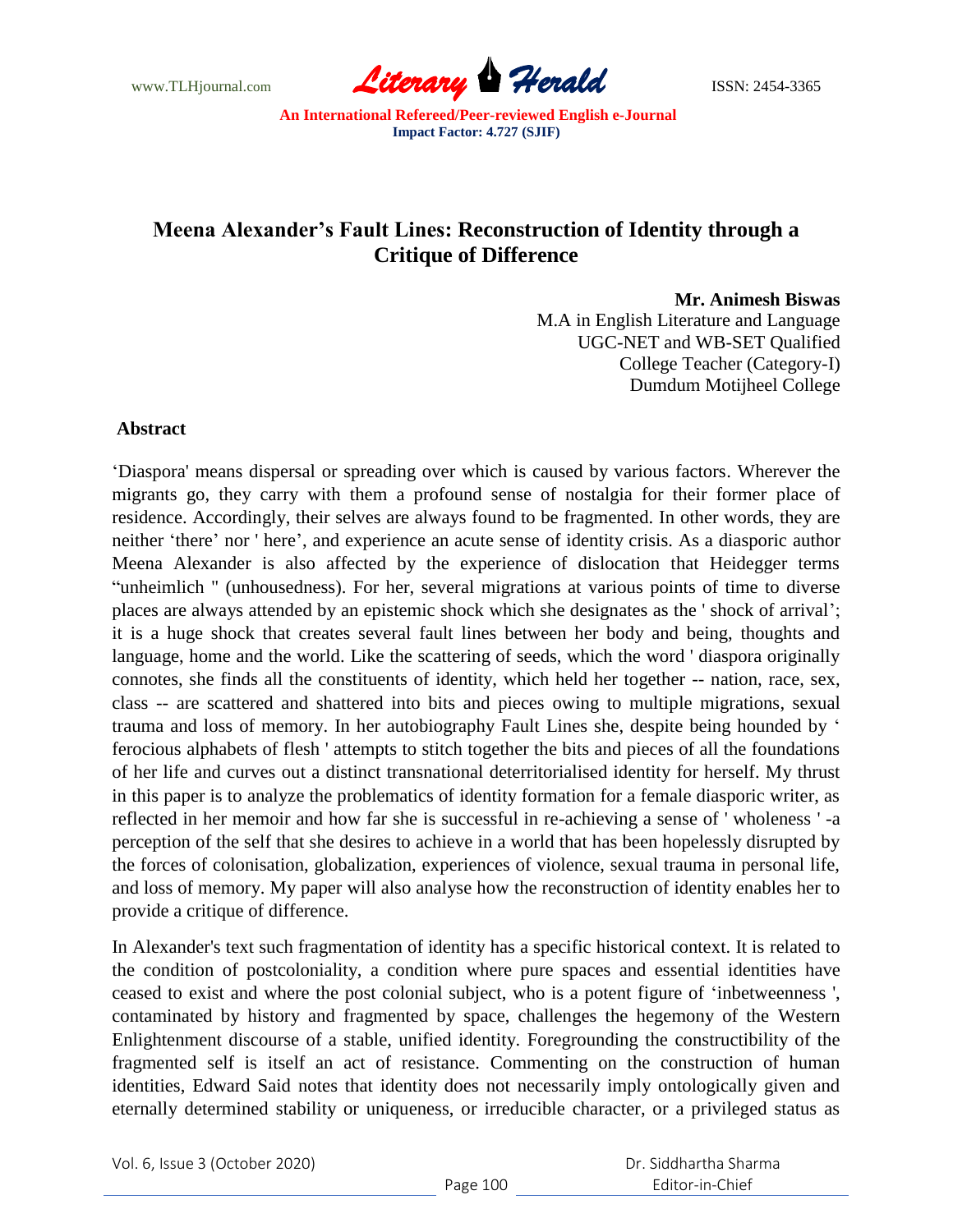# Meena Alexander's Fault Lines: Reconstruction of Identity through a Critique of Difference

**Mr. Animesh Biswas**
M.A in English Literature and Language
UGC-NET and WB-SET Qualified
College Teacher (Category-I)
Dumdum Motijheel College

## Abstract

'Diaspora' means dispersal or spreading over which is caused by various factors. Wherever the migrants go, they carry with them a profound sense of nostalgia for their former place of residence. Accordingly, their selves are always found to be fragmented. In other words, they are neither 'there' nor ' here', and experience an acute sense of identity crisis. As a diasporic author Meena Alexander is also affected by the experience of dislocation that Heidegger terms "unheimlich " (unhousedness). For her, several migrations at various points of time to diverse places are always attended by an epistemic shock which she designates as the ' shock of arrival'; it is a huge shock that creates several fault lines between her body and being, thoughts and language, home and the world. Like the scattering of seeds, which the word ' diaspora originally connotes, she finds all the constituents of identity, which held her together -- nation, race, sex, class -- are scattered and shattered into bits and pieces owing to multiple migrations, sexual trauma and loss of memory. In her autobiography Fault Lines she, despite being hounded by ' ferocious alphabets of flesh ' attempts to stitch together the bits and pieces of all the foundations of her life and curves out a distinct transnational deterritorialised identity for herself. My thrust in this paper is to analyze the problematics of identity formation for a female diasporic writer, as reflected in her memoir and how far she is successful in re-achieving a sense of ' wholeness ' -a perception of the self that she desires to achieve in a world that has been hopelessly disrupted by the forces of colonisation, globalization, experiences of violence, sexual trauma in personal life, and loss of memory. My paper will also analyse how the reconstruction of identity enables her to provide a critique of difference.

In Alexander's text such fragmentation of identity has a specific historical context. It is related to the condition of postcoloniality, a condition where pure spaces and essential identities have ceased to exist and where the post colonial subject, who is a potent figure of 'inbetweenness ', contaminated by history and fragmented by space, challenges the hegemony of the Western Enlightenment discourse of a stable, unified identity. Foregrounding the constructibility of the fragmented self is itself an act of resistance. Commenting on the construction of human identities, Edward Said notes that identity does not necessarily imply ontologically given and eternally determined stability or uniqueness, or irreducible character, or a privileged status as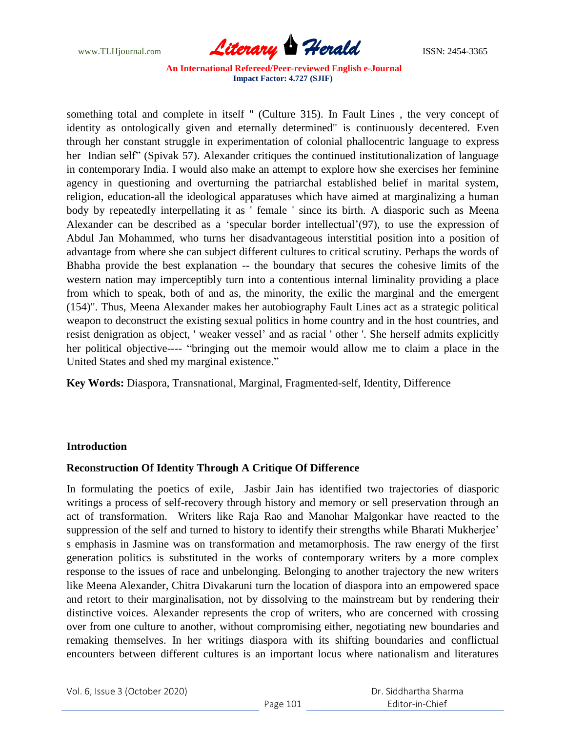something total and complete in itself " (Culture 315). In Fault Lines , the very concept of identity as ontologically given and eternally determined" is continuously decentered. Even through her constant struggle in experimentation of colonial phallocentric language to express her Indian self" (Spivak 57). Alexander critiques the continued institutionalization of language in contemporary India. I would also make an attempt to explore how she exercises her feminine agency in questioning and overturning the patriarchal established belief in marital system, religion, education-all the ideological apparatuses which have aimed at marginalizing a human body by repeatedly interpellating it as ' female ' since its birth. A diasporic such as Meena Alexander can be described as a 'specular border intellectual'(97), to use the expression of Abdul Jan Mohammed, who turns her disadvantageous interstitial position into a position of advantage from where she can subject different cultures to critical scrutiny. Perhaps the words of Bhabha provide the best explanation -- the boundary that secures the cohesive limits of the western nation may imperceptibly turn into a contentious internal liminality providing a place from which to speak, both of and as, the minority, the exilic the marginal and the emergent (154)". Thus, Meena Alexander makes her autobiography Fault Lines act as a strategic political weapon to deconstruct the existing sexual politics in home country and in the host countries, and resist denigration as object, ' weaker vessel' and as racial ' other '. She herself admits explicitly her political objective---- "bringing out the memoir would allow me to claim a place in the United States and shed my marginal existence."

**Key Words:** Diaspora, Transnational, Marginal, Fragmented-self, Identity, Difference

## Introduction

### Reconstruction Of Identity Through A Critique Of Difference

In formulating the poetics of exile, Jasbir Jain has identified two trajectories of diasporic writings a process of self-recovery through history and memory or sell preservation through an act of transformation. Writers like Raja Rao and Manohar Malgonkar have reacted to the suppression of the self and turned to history to identify their strengths while Bharati Mukherjee' s emphasis in Jasmine was on transformation and metamorphosis. The raw energy of the first generation politics is substituted in the works of contemporary writers by a more complex response to the issues of race and unbelonging. Belonging to another trajectory the new writers like Meena Alexander, Chitra Divakaruni turn the location of diaspora into an empowered space and retort to their marginalisation, not by dissolving to the mainstream but by rendering their distinctive voices. Alexander represents the crop of writers, who are concerned with crossing over from one culture to another, without compromising either, negotiating new boundaries and remaking themselves. In her writings diaspora with its shifting boundaries and conflictual encounters between different cultures is an important locus where nationalism and literatures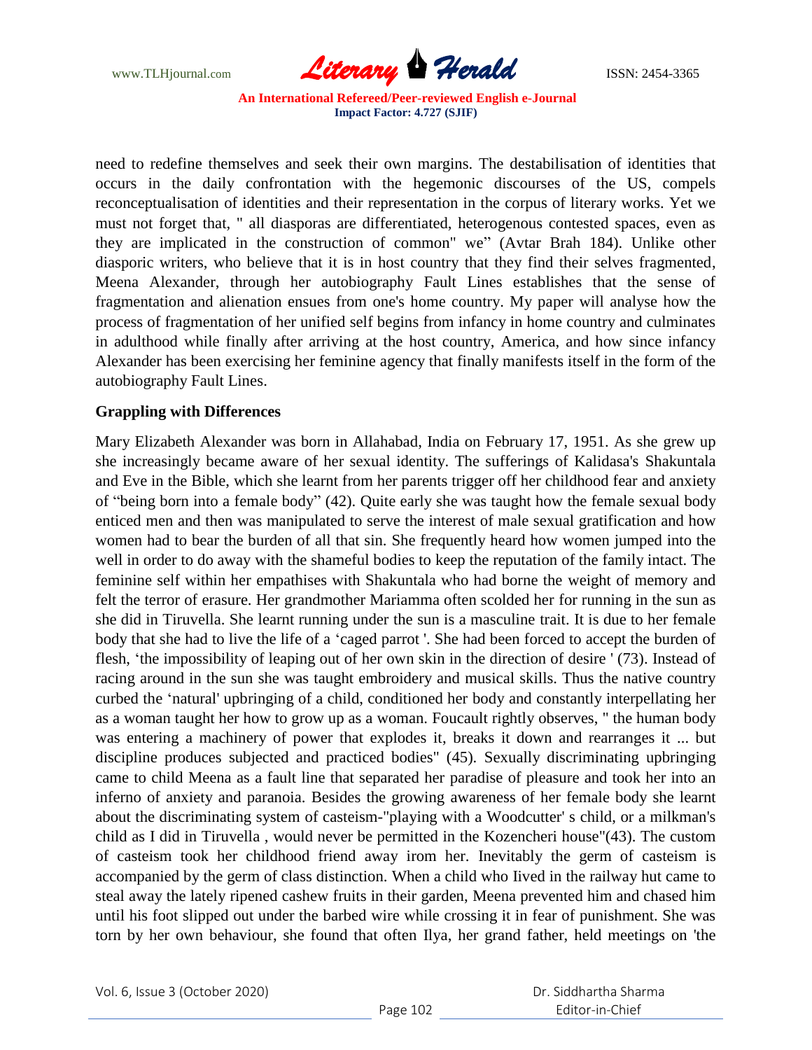need to redefine themselves and seek their own margins. The destabilisation of identities that occurs in the daily confrontation with the hegemonic discourses of the US, compels reconceptualisation of identities and their representation in the corpus of literary works. Yet we must not forget that, " all diasporas are differentiated, heterogenous contested spaces, even as they are implicated in the construction of common" we" (Avtar Brah 184). Unlike other diasporic writers, who believe that it is in host country that they find their selves fragmented, Meena Alexander, through her autobiography Fault Lines establishes that the sense of fragmentation and alienation ensues from one's home country. My paper will analyse how the process of fragmentation of her unified self begins from infancy in home country and culminates in adulthood while finally after arriving at the host country, America, and how since infancy Alexander has been exercising her feminine agency that finally manifests itself in the form of the autobiography Fault Lines.

**Grappling with Differences**

Mary Elizabeth Alexander was born in Allahabad, India on February 17, 1951. As she grew up she increasingly became aware of her sexual identity. The sufferings of Kalidasa's Shakuntala and Eve in the Bible, which she learnt from her parents trigger off her childhood fear and anxiety of "being born into a female body" (42). Quite early she was taught how the female sexual body enticed men and then was manipulated to serve the interest of male sexual gratification and how women had to bear the burden of all that sin. She frequently heard how women jumped into the well in order to do away with the shameful bodies to keep the reputation of the family intact. The feminine self within her empathises with Shakuntala who had borne the weight of memory and felt the terror of erasure. Her grandmother Mariamma often scolded her for running in the sun as she did in Tiruvella. She learnt running under the sun is a masculine trait. It is due to her female body that she had to live the life of a 'caged parrot '. She had been forced to accept the burden of flesh, 'the impossibility of leaping out of her own skin in the direction of desire ' (73). Instead of racing around in the sun she was taught embroidery and musical skills. Thus the native country curbed the 'natural' upbringing of a child, conditioned her body and constantly interpellating her as a woman taught her how to grow up as a woman. Foucault rightly observes, " the human body was entering a machinery of power that explodes it, breaks it down and rearranges it ... but discipline produces subjected and practiced bodies" (45). Sexually discriminating upbringing came to child Meena as a fault line that separated her paradise of pleasure and took her into an inferno of anxiety and paranoia. Besides the growing awareness of her female body she learnt about the discriminating system of casteism-"playing with a Woodcutter' s child, or a milkman's child as I did in Tiruvella , would never be permitted in the Kozencheri house"(43). The custom of casteism took her childhood friend away irom her. Inevitably the germ of casteism is accompanied by the germ of class distinction. When a child who Iived in the railway hut came to steal away the lately ripened cashew fruits in their garden, Meena prevented him and chased him until his foot slipped out under the barbed wire while crossing it in fear of punishment. She was torn by her own behaviour, she found that often Ilya, her grand father, held meetings on 'the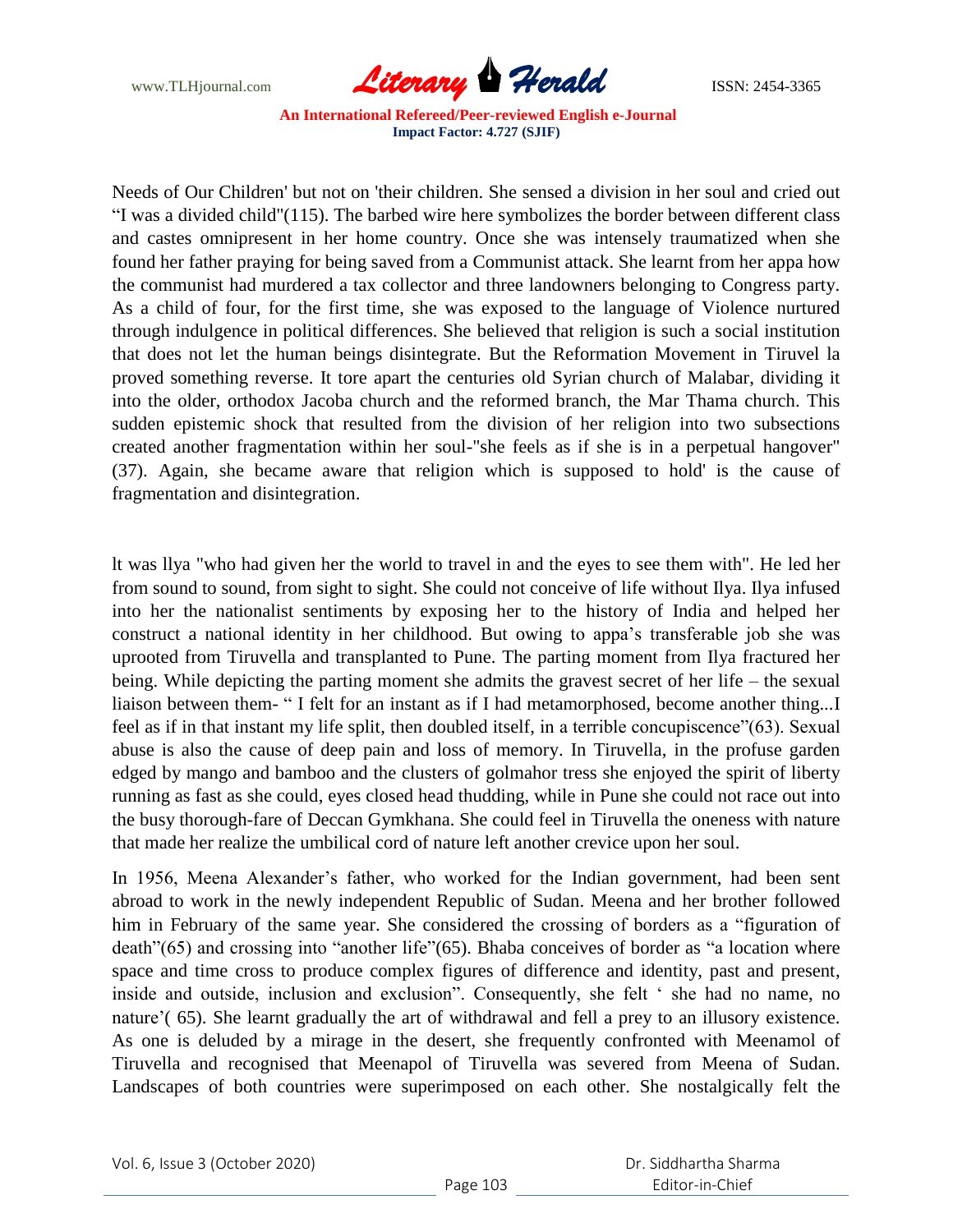Needs of Our Children' but not on 'their children. She sensed a division in her soul and cried out "I was a divided child"(115). The barbed wire here symbolizes the border between different class and castes omnipresent in her home country. Once she was intensely traumatized when she found her father praying for being saved from a Communist attack. She learnt from her appa how the communist had murdered a tax collector and three landowners belonging to Congress party. As a child of four, for the first time, she was exposed to the language of Violence nurtured through indulgence in political differences. She believed that religion is such a social institution that does not let the human beings disintegrate. But the Reformation Movement in Tiruvel la proved something reverse. It tore apart the centuries old Syrian church of Malabar, dividing it into the older, orthodox Jacoba church and the reformed branch, the Mar Thama church. This sudden epistemic shock that resulted from the division of her religion into two subsections created another fragmentation within her soul-"she feels as if she is in a perpetual hangover" (37). Again, she became aware that religion which is supposed to hold' is the cause of fragmentation and disintegration.

lt was llya "who had given her the world to travel in and the eyes to see them with". He led her from sound to sound, from sight to sight. She could not conceive of life without Ilya. Ilya infused into her the nationalist sentiments by exposing her to the history of India and helped her construct a national identity in her childhood. But owing to appa's transferable job she was uprooted from Tiruvella and transplanted to Pune. The parting moment from Ilya fractured her being. While depicting the parting moment she admits the gravest secret of her life – the sexual liaison between them- " I felt for an instant as if I had metamorphosed, become another thing...I feel as if in that instant my life split, then doubled itself, in a terrible concupiscence"(63). Sexual abuse is also the cause of deep pain and loss of memory. In Tiruvella, in the profuse garden edged by mango and bamboo and the clusters of golmahor tress she enjoyed the spirit of liberty running as fast as she could, eyes closed head thudding, while in Pune she could not race out into the busy thorough-fare of Deccan Gymkhana. She could feel in Tiruvella the oneness with nature that made her realize the umbilical cord of nature left another crevice upon her soul.

In 1956, Meena Alexander's father, who worked for the Indian government, had been sent abroad to work in the newly independent Republic of Sudan. Meena and her brother followed him in February of the same year. She considered the crossing of borders as a "figuration of death"(65) and crossing into "another life"(65). Bhaba conceives of border as "a location where space and time cross to produce complex figures of difference and identity, past and present, inside and outside, inclusion and exclusion". Consequently, she felt ' she had no name, no nature'( 65). She learnt gradually the art of withdrawal and fell a prey to an illusory existence. As one is deluded by a mirage in the desert, she frequently confronted with Meenamol of Tiruvella and recognised that Meenapol of Tiruvella was severed from Meena of Sudan. Landscapes of both countries were superimposed on each other. She nostalgically felt the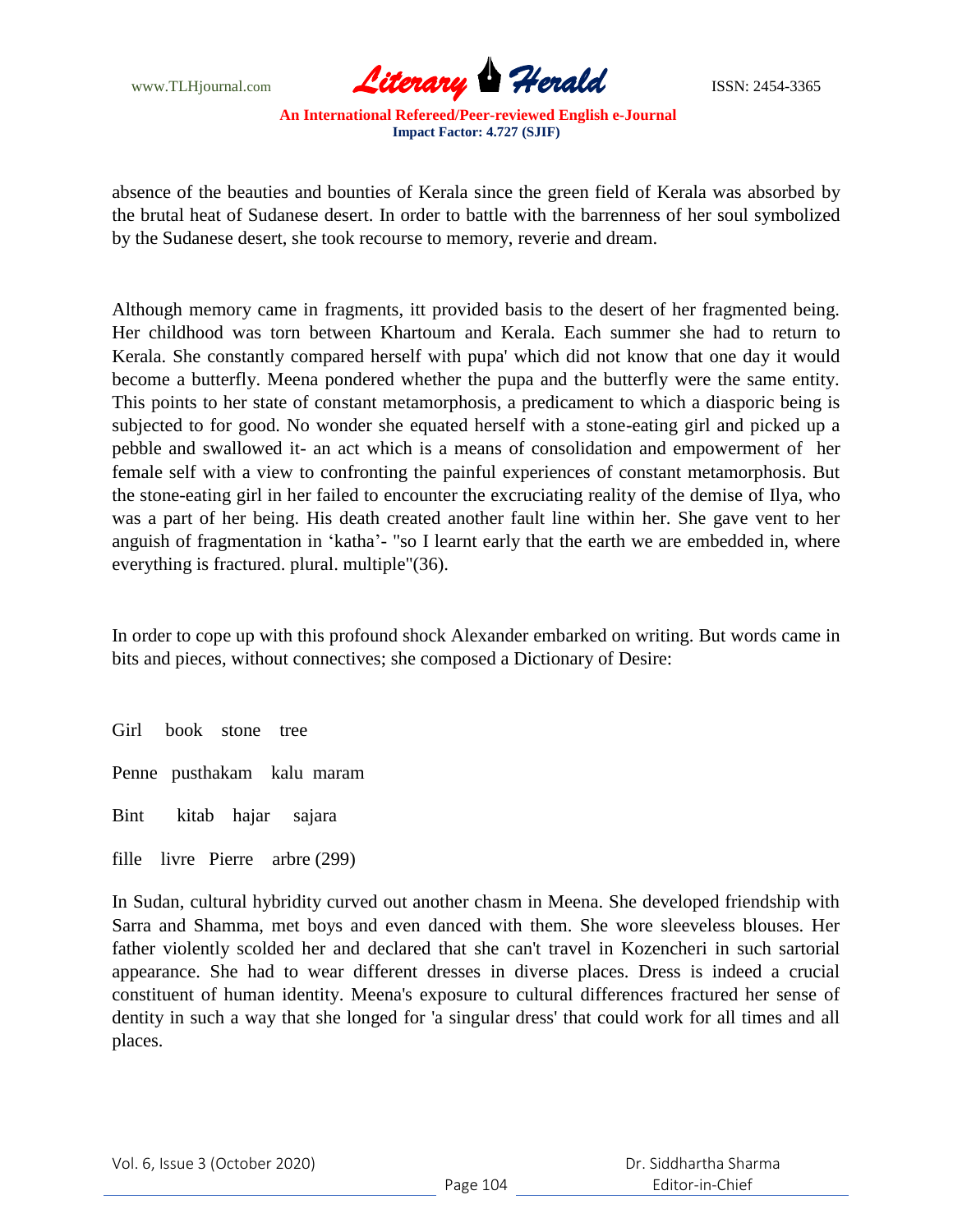absence of the beauties and bounties of Kerala since the green field of Kerala was absorbed by the brutal heat of Sudanese desert. In order to battle with the barrenness of her soul symbolized by the Sudanese desert, she took recourse to memory, reverie and dream.

Although memory came in fragments, itt provided basis to the desert of her fragmented being. Her childhood was torn between Khartoum and Kerala. Each summer she had to return to Kerala. She constantly compared herself with pupa' which did not know that one day it would become a butterfly. Meena pondered whether the pupa and the butterfly were the same entity. This points to her state of constant metamorphosis, a predicament to which a diasporic being is subjected to for good. No wonder she equated herself with a stone-eating girl and picked up a pebble and swallowed it- an act which is a means of consolidation and empowerment of her female self with a view to confronting the painful experiences of constant metamorphosis. But the stone-eating girl in her failed to encounter the excruciating reality of the demise of Ilya, who was a part of her being. His death created another fault line within her. She gave vent to her anguish of fragmentation in 'katha'- "so I learnt early that the earth we are embedded in, where everything is fractured. plural. multiple"(36).

In order to cope up with this profound shock Alexander embarked on writing. But words came in bits and pieces, without connectives; she composed a Dictionary of Desire:

Girl book stone tree

Penne pusthakam kalu maram

Bint kitab hajar sajara

fille livre Pierre arbre (299)

In Sudan, cultural hybridity curved out another chasm in Meena. She developed friendship with Sarra and Shamma, met boys and even danced with them. She wore sleeveless blouses. Her father violently scolded her and declared that she can't travel in Kozencheri in such sartorial appearance. She had to wear different dresses in diverse places. Dress is indeed a crucial constituent of human identity. Meena's exposure to cultural differences fractured her sense of dentity in such a way that she longed for 'a singular dress' that could work for all times and all places.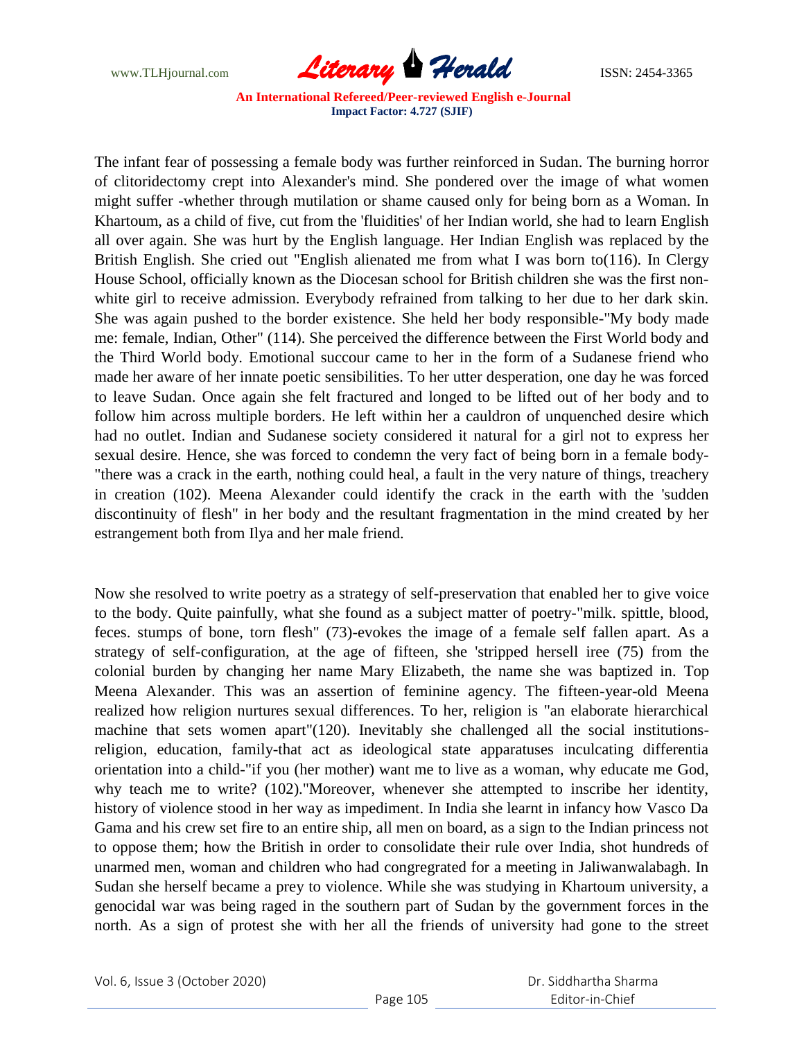The infant fear of possessing a female body was further reinforced in Sudan. The burning horror of clitoridectomy crept into Alexander's mind. She pondered over the image of what women might suffer -whether through mutilation or shame caused only for being born as a Woman. In Khartoum, as a child of five, cut from the 'fluidities' of her Indian world, she had to learn English all over again. She was hurt by the English language. Her Indian English was replaced by the British English. She cried out "English alienated me from what I was born to(116). In Clergy House School, officially known as the Diocesan school for British children she was the first non-white girl to receive admission. Everybody refrained from talking to her due to her dark skin. She was again pushed to the border existence. She held her body responsible-"My body made me: female, Indian, Other" (114). She perceived the difference between the First World body and the Third World body. Emotional succour came to her in the form of a Sudanese friend who made her aware of her innate poetic sensibilities. To her utter desperation, one day he was forced to leave Sudan. Once again she felt fractured and longed to be lifted out of her body and to follow him across multiple borders. He left within her a cauldron of unquenched desire which had no outlet. Indian and Sudanese society considered it natural for a girl not to express her sexual desire. Hence, she was forced to condemn the very fact of being born in a female body- "there was a crack in the earth, nothing could heal, a fault in the very nature of things, treachery in creation (102). Meena Alexander could identify the crack in the earth with the 'sudden discontinuity of flesh" in her body and the resultant fragmentation in the mind created by her estrangement both from Ilya and her male friend.

Now she resolved to write poetry as a strategy of self-preservation that enabled her to give voice to the body. Quite painfully, what she found as a subject matter of poetry-"milk. spittle, blood, feces. stumps of bone, torn flesh" (73)-evokes the image of a female self fallen apart. As a strategy of self-configuration, at the age of fifteen, she 'stripped hersell iree (75) from the colonial burden by changing her name Mary Elizabeth, the name she was baptized in. Top Meena Alexander. This was an assertion of feminine agency. The fifteen-year-old Meena realized how religion nurtures sexual differences. To her, religion is "an elaborate hierarchical machine that sets women apart"(120). Inevitably she challenged all the social institutions-religion, education, family-that act as ideological state apparatuses inculcating differentia orientation into a child-"if you (her mother) want me to live as a woman, why educate me God, why teach me to write? (102)."Moreover, whenever she attempted to inscribe her identity, history of violence stood in her way as impediment. In India she learnt in infancy how Vasco Da Gama and his crew set fire to an entire ship, all men on board, as a sign to the Indian princess not to oppose them; how the British in order to consolidate their rule over India, shot hundreds of unarmed men, woman and children who had congregrated for a meeting in Jaliwanwalabagh. In Sudan she herself became a prey to violence. While she was studying in Khartoum university, a genocidal war was being raged in the southern part of Sudan by the government forces in the north. As a sign of protest she with her all the friends of university had gone to the street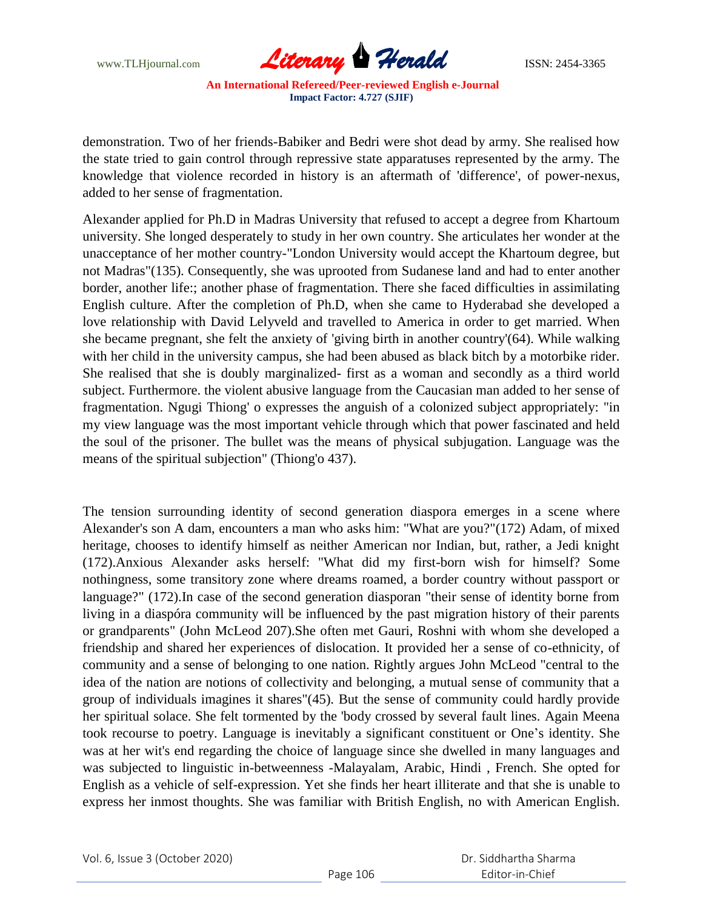demonstration. Two of her friends-Babiker and Bedri were shot dead by army. She realised how the state tried to gain control through repressive state apparatuses represented by the army. The knowledge that violence recorded in history is an aftermath of 'difference', of power-nexus, added to her sense of fragmentation.

Alexander applied for Ph.D in Madras University that refused to accept a degree from Khartoum university. She longed desperately to study in her own country. She articulates her wonder at the unacceptance of her mother country-"London University would accept the Khartoum degree, but not Madras"(135). Consequently, she was uprooted from Sudanese land and had to enter another border, another life:; another phase of fragmentation. There she faced difficulties in assimilating English culture. After the completion of Ph.D, when she came to Hyderabad she developed a love relationship with David Lelyveld and travelled to America in order to get married. When she became pregnant, she felt the anxiety of 'giving birth in another country'(64). While walking with her child in the university campus, she had been abused as black bitch by a motorbike rider. She realised that she is doubly marginalized- first as a woman and secondly as a third world subject. Furthermore. the violent abusive language from the Caucasian man added to her sense of fragmentation. Ngugi Thiong' o expresses the anguish of a colonized subject appropriately: "in my view language was the most important vehicle through which that power fascinated and held the soul of the prisoner. The bullet was the means of physical subjugation. Language was the means of the spiritual subjection" (Thiong'o 437).

The tension surrounding identity of second generation diaspora emerges in a scene where Alexander's son A dam, encounters a man who asks him: "What are you?"(172) Adam, of mixed heritage, chooses to identify himself as neither American nor Indian, but, rather, a Jedi knight (172).Anxious Alexander asks herself: "What did my first-born wish for himself? Some nothingness, some transitory zone where dreams roamed, a border country without passport or language?" (172).In case of the second generation diasporan "their sense of identity borne from living in a diaspóra community will be influenced by the past migration history of their parents or grandparents" (John McLeod 207).She often met Gauri, Roshni with whom she developed a friendship and shared her experiences of dislocation. It provided her a sense of co-ethnicity, of community and a sense of belonging to one nation. Rightly argues John McLeod "central to the idea of the nation are notions of collectivity and belonging, a mutual sense of community that a group of individuals imagines it shares"(45). But the sense of community could hardly provide her spiritual solace. She felt tormented by the 'body crossed by several fault lines. Again Meena took recourse to poetry. Language is inevitably a significant constituent or One's identity. She was at her wit's end regarding the choice of language since she dwelled in many languages and was subjected to linguistic in-betweenness -Malayalam, Arabic, Hindi , French. She opted for English as a vehicle of self-expression. Yet she finds her heart illiterate and that she is unable to express her inmost thoughts. She was familiar with British English, no with American English.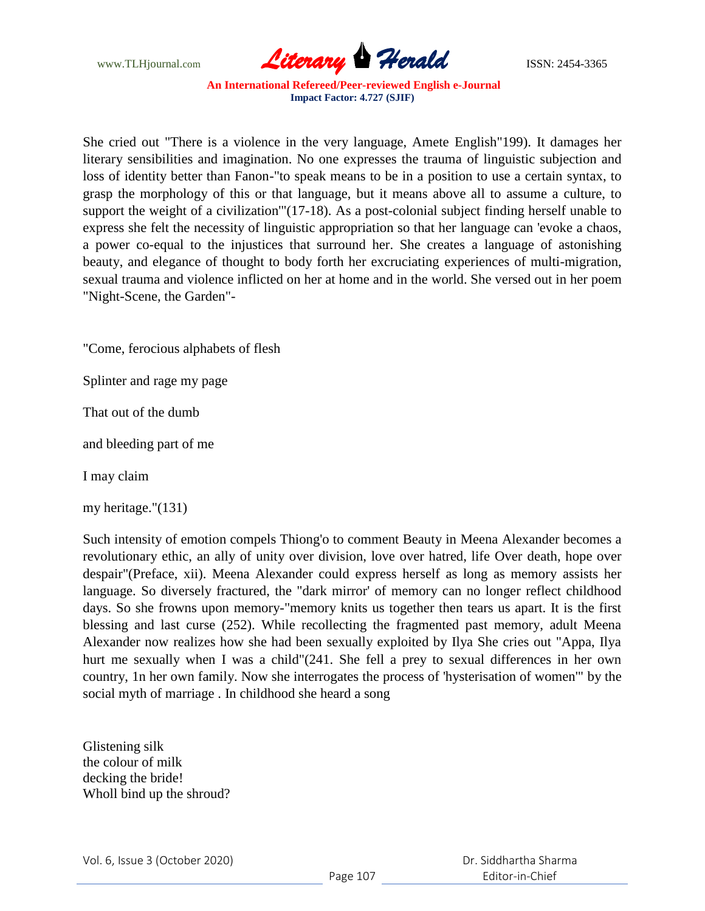She cried out "There is a violence in the very language, Amete English"199). It damages her literary sensibilities and imagination. No one expresses the trauma of linguistic subjection and loss of identity better than Fanon-"to speak means to be in a position to use a certain syntax, to grasp the morphology of this or that language, but it means above all to assume a culture, to support the weight of a civilization'"(17-18). As a post-colonial subject finding herself unable to express she felt the necessity of linguistic appropriation so that her language can 'evoke a chaos, a power co-equal to the injustices that surround her. She creates a language of astonishing beauty, and elegance of thought to body forth her excruciating experiences of multi-migration, sexual trauma and violence inflicted on her at home and in the world. She versed out in her poem "Night-Scene, the Garden"-

"Come, ferocious alphabets of flesh

Splinter and rage my page

That out of the dumb

and bleeding part of me

I may claim

my heritage."(131)

Such intensity of emotion compels Thiong'o to comment Beauty in Meena Alexander becomes a revolutionary ethic, an ally of unity over division, love over hatred, life Over death, hope over despair"(Preface, xii). Meena Alexander could express herself as long as memory assists her language. So diversely fractured, the "dark mirror' of memory can no longer reflect childhood days. So she frowns upon memory-"memory knits us together then tears us apart. It is the first blessing and last curse (252). While recollecting the fragmented past memory, adult Meena Alexander now realizes how she had been sexually exploited by Ilya She cries out "Appa, Ilya hurt me sexually when I was a child"(241. She fell a prey to sexual differences in her own country, 1n her own family. Now she interrogates the process of 'hysterisation of women'" by the social myth of marriage . In childhood she heard a song

Glistening silk  
the colour of milk  
decking the bride!  
Wholl bind up the shroud?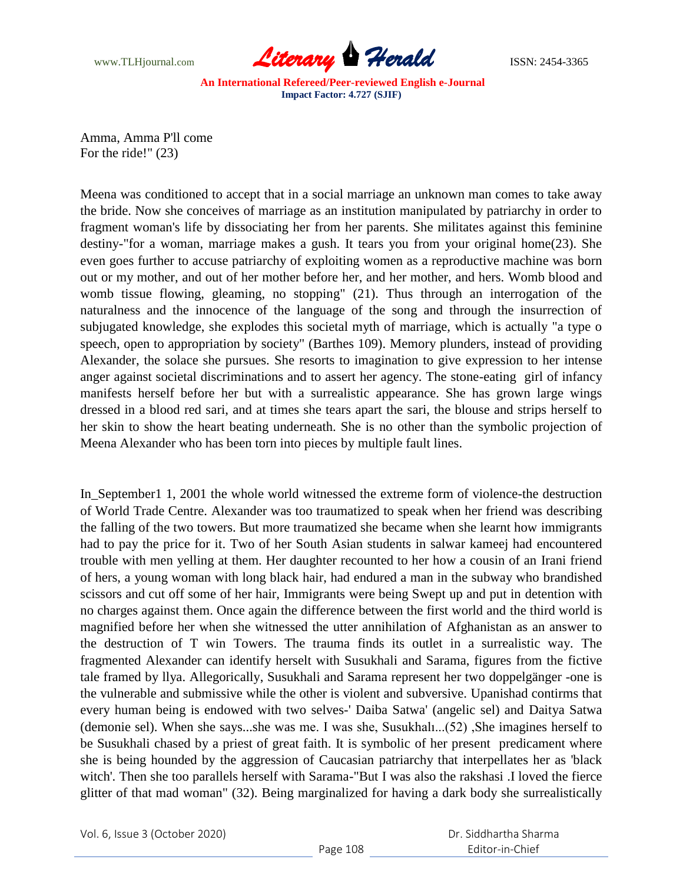Amma, Amma P'll come
For the ride!" (23)

Meena was conditioned to accept that in a social marriage an unknown man comes to take away the bride. Now she conceives of marriage as an institution manipulated by patriarchy in order to fragment woman's life by dissociating her from her parents. She militates against this feminine destiny-"for a woman, marriage makes a gush. It tears you from your original home(23). She even goes further to accuse patriarchy of exploiting women as a reproductive machine was born out or my mother, and out of her mother before her, and her mother, and hers. Womb blood and womb tissue flowing, gleaming, no stopping" (21). Thus through an interrogation of the naturalness and the innocence of the language of the song and through the insurrection of subjugated knowledge, she explodes this societal myth of marriage, which is actually "a type o speech, open to appropriation by society" (Barthes 109). Memory plunders, instead of providing Alexander, the solace she pursues. She resorts to imagination to give expression to her intense anger against societal discriminations and to assert her agency. The stone-eating girl of infancy manifests herself before her but with a surrealistic appearance. She has grown large wings dressed in a blood red sari, and at times she tears apart the sari, the blouse and strips herself to her skin to show the heart beating underneath. She is no other than the symbolic projection of Meena Alexander who has been torn into pieces by multiple fault lines.

In_September1 1, 2001 the whole world witnessed the extreme form of violence-the destruction of World Trade Centre. Alexander was too traumatized to speak when her friend was describing the falling of the two towers. But more traumatized she became when she learnt how immigrants had to pay the price for it. Two of her South Asian students in salwar kameej had encountered trouble with men yelling at them. Her daughter recounted to her how a cousin of an Irani friend of hers, a young woman with long black hair, had endured a man in the subway who brandished scissors and cut off some of her hair, Immigrants were being Swept up and put in detention with no charges against them. Once again the difference between the first world and the third world is magnified before her when she witnessed the utter annihilation of Afghanistan as an answer to the destruction of T win Towers. The trauma finds its outlet in a surrealistic way. The fragmented Alexander can identify herselt with Susukhali and Sarama, figures from the fictive tale framed by llya. Allegorically, Susukhali and Sarama represent her two doppelgänger -one is the vulnerable and submissive while the other is violent and subversive. Upanishad contirms that every human being is endowed with two selves-' Daiba Satwa' (angelic sel) and Daitya Satwa (demonie sel). When she says...she was me. I was she, Susukhalı...(52) ,She imagines herself to be Susukhali chased by a priest of great faith. It is symbolic of her present predicament where she is being hounded by the aggression of Caucasian patriarchy that interpellates her as 'black witch'. Then she too parallels herself with Sarama-"But I was also the rakshasi .I loved the fierce glitter of that mad woman" (32). Being marginalized for having a dark body she surrealistically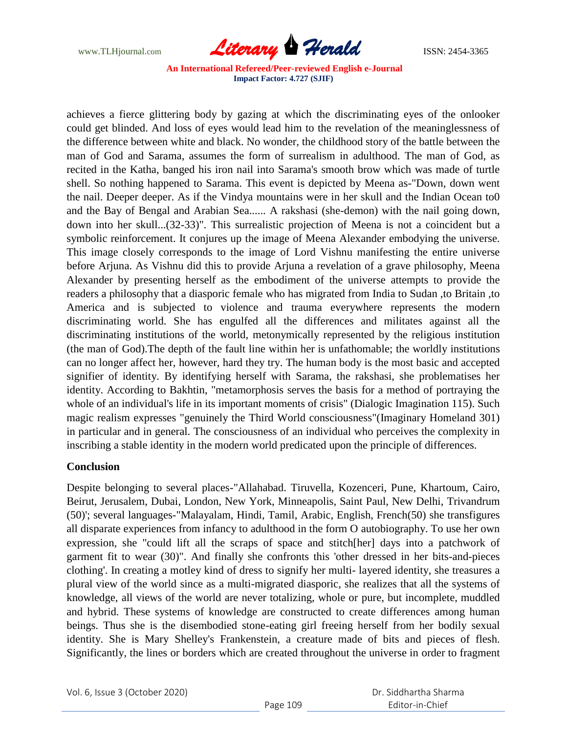achieves a fierce glittering body by gazing at which the discriminating eyes of the onlooker could get blinded. And loss of eyes would lead him to the revelation of the meaninglessness of the difference between white and black. No wonder, the childhood story of the battle between the man of God and Sarama, assumes the form of surrealism in adulthood. The man of God, as recited in the Katha, banged his iron nail into Sarama's smooth brow which was made of turtle shell. So nothing happened to Sarama. This event is depicted by Meena as-"Down, down went the nail. Deeper deeper. As if the Vindya mountains were in her skull and the Indian Ocean to0 and the Bay of Bengal and Arabian Sea...... A rakshasi (she-demon) with the nail going down, down into her skull...(32-33)". This surrealistic projection of Meena is not a coincident but a symbolic reinforcement. It conjures up the image of Meena Alexander embodying the universe. This image closely corresponds to the image of Lord Vishnu manifesting the entire universe before Arjuna. As Vishnu did this to provide Arjuna a revelation of a grave philosophy, Meena Alexander by presenting herself as the embodiment of the universe attempts to provide the readers a philosophy that a diasporic female who has migrated from India to Sudan ,to Britain ,to America and is subjected to violence and trauma everywhere represents the modern discriminating world. She has engulfed all the differences and militates against all the discriminating institutions of the world, metonymically represented by the religious institution (the man of God).The depth of the fault line within her is unfathomable; the worldly institutions can no longer affect her, however, hard they try. The human body is the most basic and accepted signifier of identity. By identifying herself with Sarama, the rakshasi, she problematises her identity. According to Bakhtin, "metamorphosis serves the basis for a method of portraying the whole of an individual's life in its important moments of crisis" (Dialogic Imagination 115). Such magic realism expresses "genuinely the Third World consciousness"(Imaginary Homeland 301) in particular and in general. The consciousness of an individual who perceives the complexity in inscribing a stable identity in the modern world predicated upon the principle of differences.

**Conclusion**

Despite belonging to several places-"Allahabad. Tiruvella, Kozenceri, Pune, Khartoum, Cairo, Beirut, Jerusalem, Dubai, London, New York, Minneapolis, Saint Paul, New Delhi, Trivandrum (50)'; several languages-"Malayalam, Hindi, Tamil, Arabic, English, French(50) she transfigures all disparate experiences from infancy to adulthood in the form O autobiography. To use her own expression, she "could lift all the scraps of space and stitch[her] days into a patchwork of garment fit to wear (30)". And finally she confronts this 'other dressed in her bits-and-pieces clothing'. In creating a motley kind of dress to signify her multi- layered identity, she treasures a plural view of the world since as a multi-migrated diasporic, she realizes that all the systems of knowledge, all views of the world are never totalizing, whole or pure, but incomplete, muddled and hybrid. These systems of knowledge are constructed to create differences among human beings. Thus she is the disembodied stone-eating girl freeing herself from her bodily sexual identity. She is Mary Shelley's Frankenstein, a creature made of bits and pieces of flesh. Significantly, the lines or borders which are created throughout the universe in order to fragment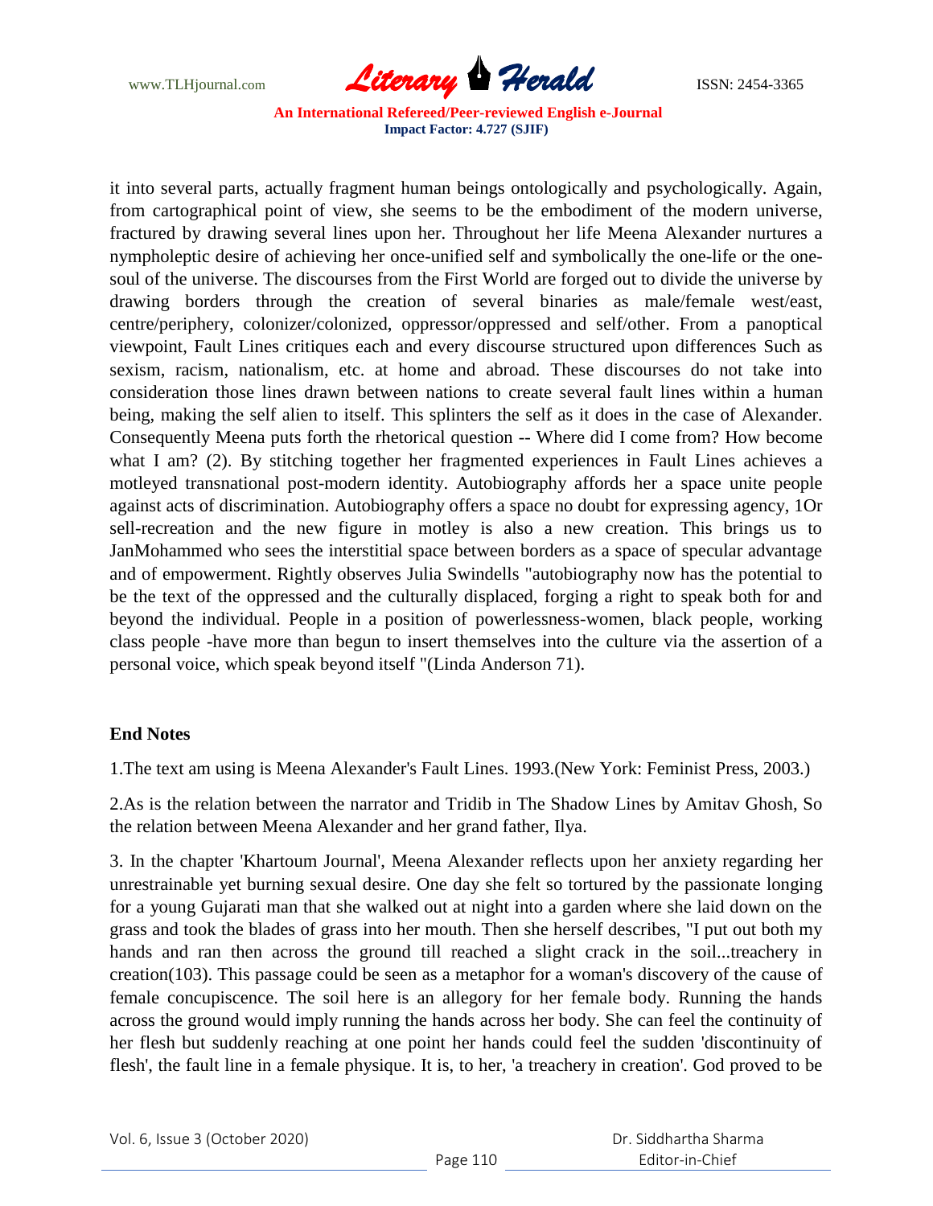it into several parts, actually fragment human beings ontologically and psychologically. Again, from cartographical point of view, she seems to be the embodiment of the modern universe, fractured by drawing several lines upon her. Throughout her life Meena Alexander nurtures a nympholeptic desire of achieving her once-unified self and symbolically the one-life or the one-soul of the universe. The discourses from the First World are forged out to divide the universe by drawing borders through the creation of several binaries as male/female west/east, centre/periphery, colonizer/colonized, oppressor/oppressed and self/other. From a panoptical viewpoint, Fault Lines critiques each and every discourse structured upon differences Such as sexism, racism, nationalism, etc. at home and abroad. These discourses do not take into consideration those lines drawn between nations to create several fault lines within a human being, making the self alien to itself. This splinters the self as it does in the case of Alexander. Consequently Meena puts forth the rhetorical question -- Where did I come from? How become what I am? (2). By stitching together her fragmented experiences in Fault Lines achieves a motleyed transnational post-modern identity. Autobiography affords her a space unite people against acts of discrimination. Autobiography offers a space no doubt for expressing agency, 1Or sell-recreation and the new figure in motley is also a new creation. This brings us to JanMohammed who sees the interstitial space between borders as a space of specular advantage and of empowerment. Rightly observes Julia Swindells "autobiography now has the potential to be the text of the oppressed and the culturally displaced, forging a right to speak both for and beyond the individual. People in a position of powerlessness-women, black people, working class people -have more than begun to insert themselves into the culture via the assertion of a personal voice, which speak beyond itself "(Linda Anderson 71).

## End Notes

1.The text am using is Meena Alexander's Fault Lines. 1993.(New York: Feminist Press, 2003.)

2.As is the relation between the narrator and Tridib in The Shadow Lines by Amitav Ghosh, So the relation between Meena Alexander and her grand father, Ilya.

3. In the chapter 'Khartoum Journal', Meena Alexander reflects upon her anxiety regarding her unrestrainable yet burning sexual desire. One day she felt so tortured by the passionate longing for a young Gujarati man that she walked out at night into a garden where she laid down on the grass and took the blades of grass into her mouth. Then she herself describes, "I put out both my hands and ran then across the ground till reached a slight crack in the soil...treachery in creation(103). This passage could be seen as a metaphor for a woman's discovery of the cause of female concupiscence. The soil here is an allegory for her female body. Running the hands across the ground would imply running the hands across her body. She can feel the continuity of her flesh but suddenly reaching at one point her hands could feel the sudden 'discontinuity of flesh', the fault line in a female physique. It is, to her, 'a treachery in creation'. God proved to be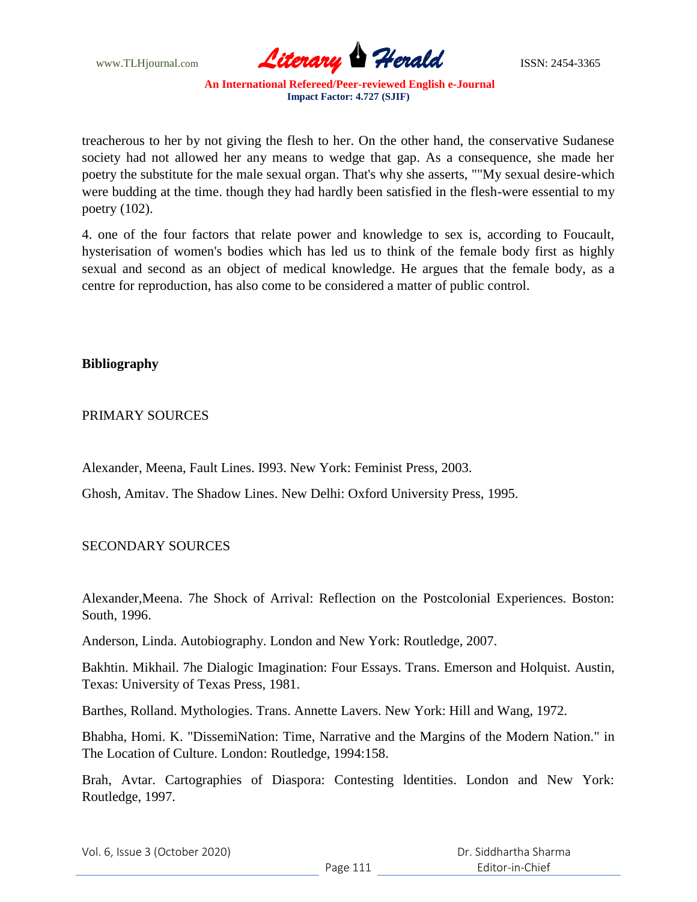treacherous to her by not giving the flesh to her. On the other hand, the conservative Sudanese society had not allowed her any means to wedge that gap. As a consequence, she made her poetry the substitute for the male sexual organ. That's why she asserts, ""My sexual desire-which were budding at the time. though they had hardly been satisfied in the flesh-were essential to my poetry (102).

4. one of the four factors that relate power and knowledge to sex is, according to Foucault, hysterisation of women's bodies which has led us to think of the female body first as highly sexual and second as an object of medical knowledge. He argues that the female body, as a centre for reproduction, has also come to be considered a matter of public control.

**Bibliography**

PRIMARY SOURCES

Alexander, Meena, Fault Lines. I993. New York: Feminist Press, 2003.

Ghosh, Amitav. The Shadow Lines. New Delhi: Oxford University Press, 1995.

SECONDARY SOURCES

Alexander,Meena. 7he Shock of Arrival: Reflection on the Postcolonial Experiences. Boston: South, 1996.

Anderson, Linda. Autobiography. London and New York: Routledge, 2007.

Bakhtin. Mikhail. 7he Dialogic Imagination: Four Essays. Trans. Emerson and Holquist. Austin, Texas: University of Texas Press, 1981.

Barthes, Rolland. Mythologies. Trans. Annette Lavers. New York: Hill and Wang, 1972.

Bhabha, Homi. K. "DissemiNation: Time, Narrative and the Margins of the Modern Nation." in The Location of Culture. London: Routledge, 1994:158.

Brah, Avtar. Cartographies of Diaspora: Contesting ldentities. London and New York: Routledge, 1997.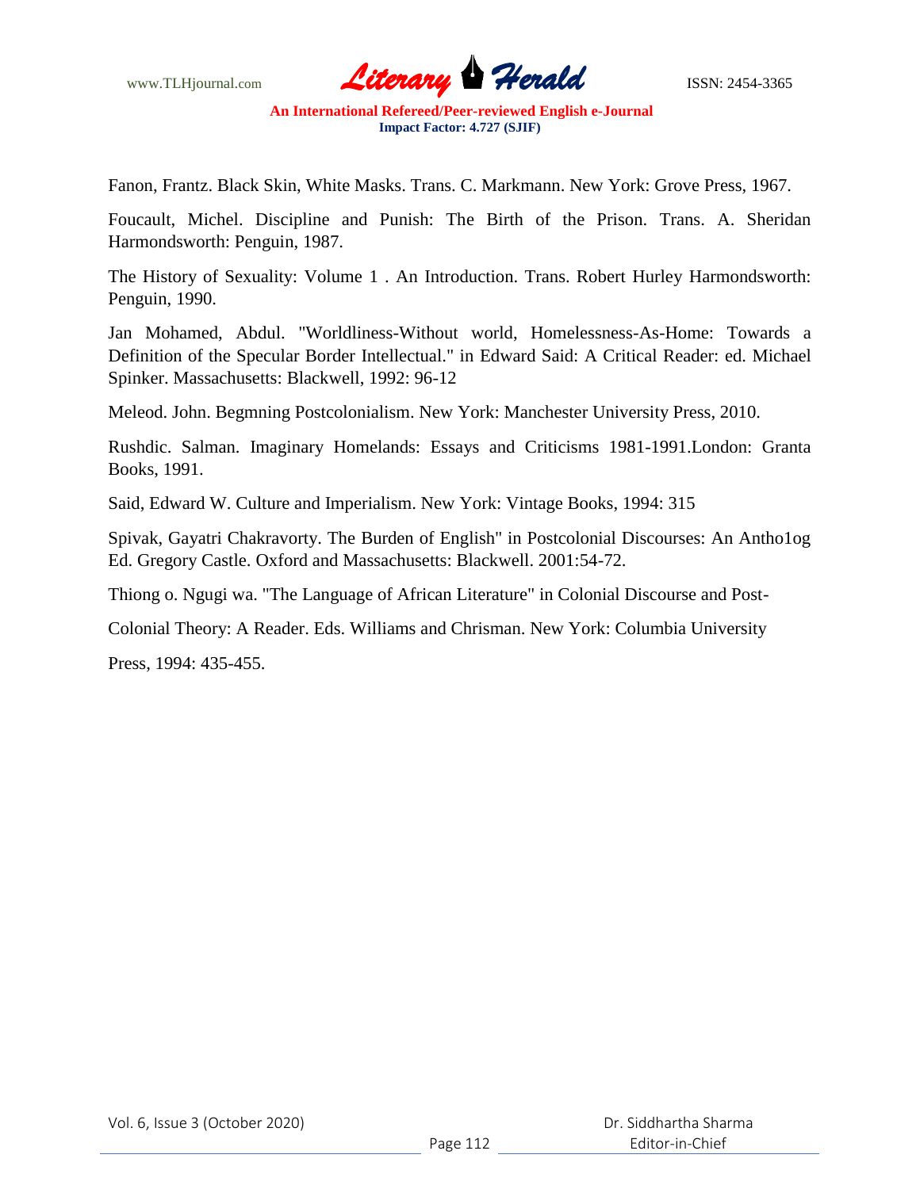Fanon, Frantz. Black Skin, White Masks. Trans. C. Markmann. New York: Grove Press, 1967.

Foucault, Michel. Discipline and Punish: The Birth of the Prison. Trans. A. Sheridan Harmondsworth: Penguin, 1987.

The History of Sexuality: Volume 1 . An Introduction. Trans. Robert Hurley Harmondsworth: Penguin, 1990.

Jan Mohamed, Abdul. "Worldliness-Without world, Homelessness-As-Home: Towards a Definition of the Specular Border Intellectual." in Edward Said: A Critical Reader: ed. Michael Spinker. Massachusetts: Blackwell, 1992: 96-12

Meleod. John. Begmning Postcolonialism. New York: Manchester University Press, 2010.

Rushdic. Salman. Imaginary Homelands: Essays and Criticisms 1981-1991.London: Granta Books, 1991.

Said, Edward W. Culture and Imperialism. New York: Vintage Books, 1994: 315

Spivak, Gayatri Chakravorty. The Burden of English" in Postcolonial Discourses: An Antho1og Ed. Gregory Castle. Oxford and Massachusetts: Blackwell. 2001:54-72.

Thiong o. Ngugi wa. "The Language of African Literature" in Colonial Discourse and Post-

Colonial Theory: A Reader. Eds. Williams and Chrisman. New York: Columbia University

Press, 1994: 435-455.